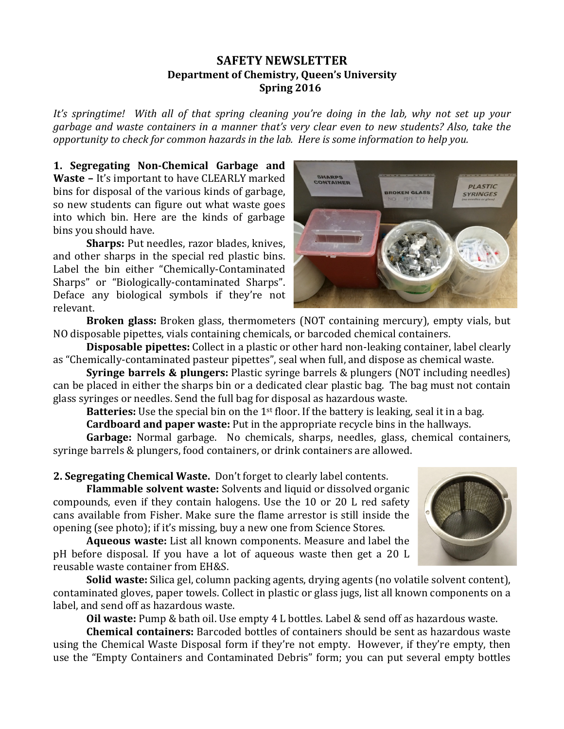# SAFETY NEWSLETTER

## Department of Chemistry, Queen's University

## Spring 2016

*It's springtime! With all of that spring cleaning you're doing in the lab, why not set up your garbage and waste containers in a manner that's very clear even to new students? Also, take the opportunity to check for common hazards in the lab. Here is some information to help you.*

**1. Segregating Non-Chemical Garbage and Waste –** It's important to have CLEARLY marked bins for disposal of the various kinds of garbage, so new students can figure out what waste goes into which bin. Here are the kinds of garbage bins you should have.

**Sharps:** Put needles, razor blades, knives, and other sharps in the special red plastic bins. Label the bin either "Chemically-Contaminated Sharps" or "Biologically-contaminated Sharps". Deface any biological symbols if they're not relevant.

**Broken glass:** Broken glass, thermometers (NOT containing mercury), empty vials, but NO disposable pipettes, vials containing chemicals, or barcoded chemical containers.

**Disposable pipettes:** Collect in a plastic or other hard non-leaking container, label clearly as "Chemically-contaminated pasteur pipettes", seal when full, and dispose as chemical waste.

**Syringe barrels & plungers:** Plastic syringe barrels & plungers (NOT including needles) can be placed in either the sharps bin or a dedicated clear plastic bag. The bag must not contain glass syringes or needles. Send the full bag for disposal as hazardous waste.

**Batteries:** Use the special bin on the 1st floor. If the battery is leaking, seal it in a bag.

**Cardboard and paper waste:** Put in the appropriate recycle bins in the hallways.

**Garbage:** Normal garbage. No chemicals, sharps, needles, glass, chemical containers, syringe barrels & plungers, food containers, or drink containers are allowed.

**2. Segregating Chemical Waste.** Don't forget to clearly label contents.

**Flammable solvent waste:** Solvents and liquid or dissolved organic compounds, even if they contain halogens. Use the 10 or 20 L red safety cans available from Fisher. Make sure the flame arrestor is still inside the opening (see photo); if it's missing, buy a new one from Science Stores.

**Aqueous waste:** List all known components. Measure and label the pH before disposal. If you have a lot of aqueous waste then get a 20 L reusable waste container from EH&S.

**Solid waste:** Silica gel, column packing agents, drying agents (no volatile solvent content), contaminated gloves, paper towels. Collect in plastic or glass jugs, list all known components on a label, and send off as hazardous waste.

**Oil waste:** Pump & bath oil. Use empty 4 L bottles. Label & send off as hazardous waste.

**Chemical containers:** Barcoded bottles of containers should be sent as hazardous waste using the Chemical Waste Disposal form if they're not empty. However, if they're empty, then use the "Empty Containers and Contaminated Debris" form; you can put several empty bottles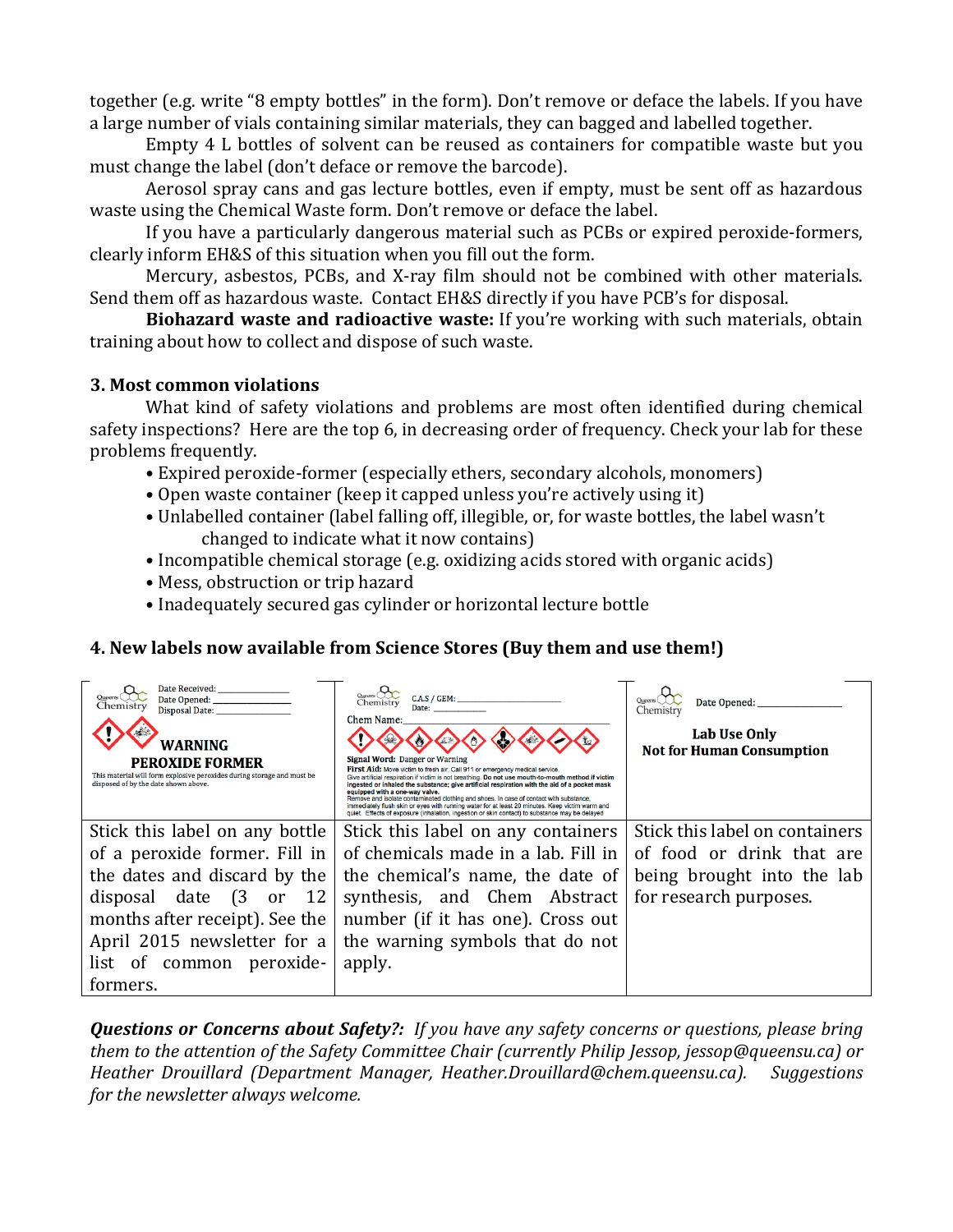together (e.g. write "8 empty bottles" in the form). Don't remove or deface the labels. If you have a large number of vials containing similar materials, they can bagged and labelled together.

Empty 4 L bottles of solvent can be reused as containers for compatible waste but you must change the label (don't deface or remove the barcode).

Aerosol spray cans and gas lecture bottles, even if empty, must be sent off as hazardous waste using the Chemical Waste form. Don't remove or deface the label.

If you have a particularly dangerous material such as PCBs or expired peroxide-formers, clearly inform EH&S of this situation when you fill out the form.

Mercury, asbestos, PCBs, and X-ray film should not be combined with other materials. Send them off as hazardous waste. Contact EH&S directly if you have PCB's for disposal.

**Biohazard waste and radioactive waste:** If you're working with such materials, obtain training about how to collect and dispose of such waste.

### 3. Most common violations

What kind of safety violations and problems are most often identified during chemical safety inspections? Here are the top 6, in decreasing order of frequency. Check your lab for these problems frequently.

- Expired peroxide-former (especially ethers, secondary alcohols, monomers)
- Open waste container (keep it capped unless you're actively using it)
- Unlabelled container (label falling off, illegible, or, for waste bottles, the label wasn't changed to indicate what it now contains)
- Incompatible chemical storage (e.g. oxidizing acids stored with organic acids)
- Mess, obstruction or trip hazard
- Inadequately secured gas cylinder or horizontal lecture bottle

### 4. New labels now available from Science Stores (Buy them and use them!)

| | | |
|---|---|---|
| Queens Chemistry Date Received: ______ Date Opened: ______ Disposal Date: ______ **WARNING PEROXIDE FORMER** This material will form explosive peroxides during storage and must be disposed of by the date shown above. | Queens Chemistry C.A.S / GEM: ______ Date: ______ Chem Name: ______ **Signal Word:** Danger or Warning **First Aid:** Move victim to fresh air. Call 911 or emergency medical service. Give artificial respiration if victim is not breathing. **Do not use mouth-to-mouth method if victim ingested or inhaled the substance; give artificial respiration with the aid of a pocket mask equipped with a one-way valve.** Remove and isolate contaminated clothing and shoes. In case of contact with substance, immediately flush skin or eyes with running water for at least 20 minutes. Keep victim warm and quiet. Effects of exposure (inhalation, ingestion or skin contact) to substance may be delayed | Queens Chemistry Date Opened: ______ **Lab Use Only Not for Human Consumption** |
| Stick this label on any bottle of a peroxide former. Fill in the dates and discard by the disposal date (3 or 12 months after receipt). See the April 2015 newsletter for a list of common peroxide-formers. | Stick this label on any containers of chemicals made in a lab. Fill in the chemical's name, the date of synthesis, and Chem Abstract number (if it has one). Cross out the warning symbols that do not apply. | Stick this label on containers of food or drink that are being brought into the lab for research purposes. |

***Questions or Concerns about Safety?:*** *If you have any safety concerns or questions, please bring them to the attention of the Safety Committee Chair (currently Philip Jessop, jessop@queensu.ca) or Heather Drouillard (Department Manager, Heather.Drouillard@chem.queensu.ca). Suggestions for the newsletter always welcome.*